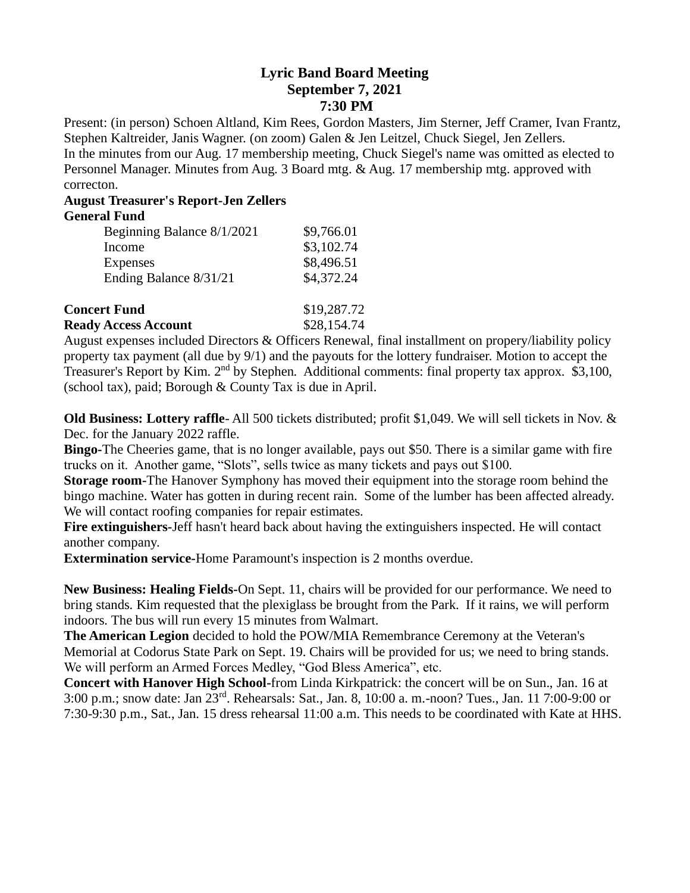# Lyric Band Board Meeting
## September 7, 2021
## 7:30 PM

Present: (in person) Schoen Altland, Kim Rees, Gordon Masters, Jim Sterner, Jeff Cramer, Ivan Frantz, Stephen Kaltreider, Janis Wagner. (on zoom) Galen & Jen Leitzel, Chuck Siegel, Jen Zellers.
In the minutes from our Aug. 17 membership meeting, Chuck Siegel's name was omitted as elected to Personnel Manager. Minutes from Aug. 3 Board mtg. & Aug. 17 membership mtg. approved with correcton.

**August Treasurer's Report-Jen Zellers**

**General Fund**

| | |
|---|---|
| Beginning Balance 8/1/2021 | $9,766.01 |
| Income | $3,102.74 |
| Expenses | $8,496.51 |
| Ending Balance 8/31/21 | $4,372.24 |
| **Concert Fund** | $19,287.72 |
| **Ready Access Account** | $28,154.74 |

August expenses included Directors & Officers Renewal, final installment on propery/liability policy property tax payment (all due by 9/1) and the payouts for the lottery fundraiser. Motion to accept the Treasurer's Report by Kim. 2nd by Stephen. Additional comments: final property tax approx. $3,100, (school tax), paid; Borough & County Tax is due in April.

**Old Business: Lottery raffle**- All 500 tickets distributed; profit $1,049. We will sell tickets in Nov. & Dec. for the January 2022 raffle.

**Bingo**-The Cheeries game, that is no longer available, pays out $50. There is a similar game with fire trucks on it. Another game, "Slots", sells twice as many tickets and pays out $100.

**Storage room**-The Hanover Symphony has moved their equipment into the storage room behind the bingo machine. Water has gotten in during recent rain. Some of the lumber has been affected already. We will contact roofing companies for repair estimates.

**Fire extinguishers**-Jeff hasn't heard back about having the extinguishers inspected. He will contact another company.

**Extermination service**-Home Paramount's inspection is 2 months overdue.

**New Business: Healing Fields**-On Sept. 11, chairs will be provided for our performance. We need to bring stands. Kim requested that the plexiglass be brought from the Park. If it rains, we will perform indoors. The bus will run every 15 minutes from Walmart.

**The American Legion** decided to hold the POW/MIA Remembrance Ceremony at the Veteran's Memorial at Codorus State Park on Sept. 19. Chairs will be provided for us; we need to bring stands. We will perform an Armed Forces Medley, "God Bless America", etc.

**Concert with Hanover High School**-from Linda Kirkpatrick: the concert will be on Sun., Jan. 16 at 3:00 p.m.; snow date: Jan 23rd. Rehearsals: Sat., Jan. 8, 10:00 a. m.-noon? Tues., Jan. 11 7:00-9:00 or 7:30-9:30 p.m., Sat., Jan. 15 dress rehearsal 11:00 a.m. This needs to be coordinated with Kate at HHS.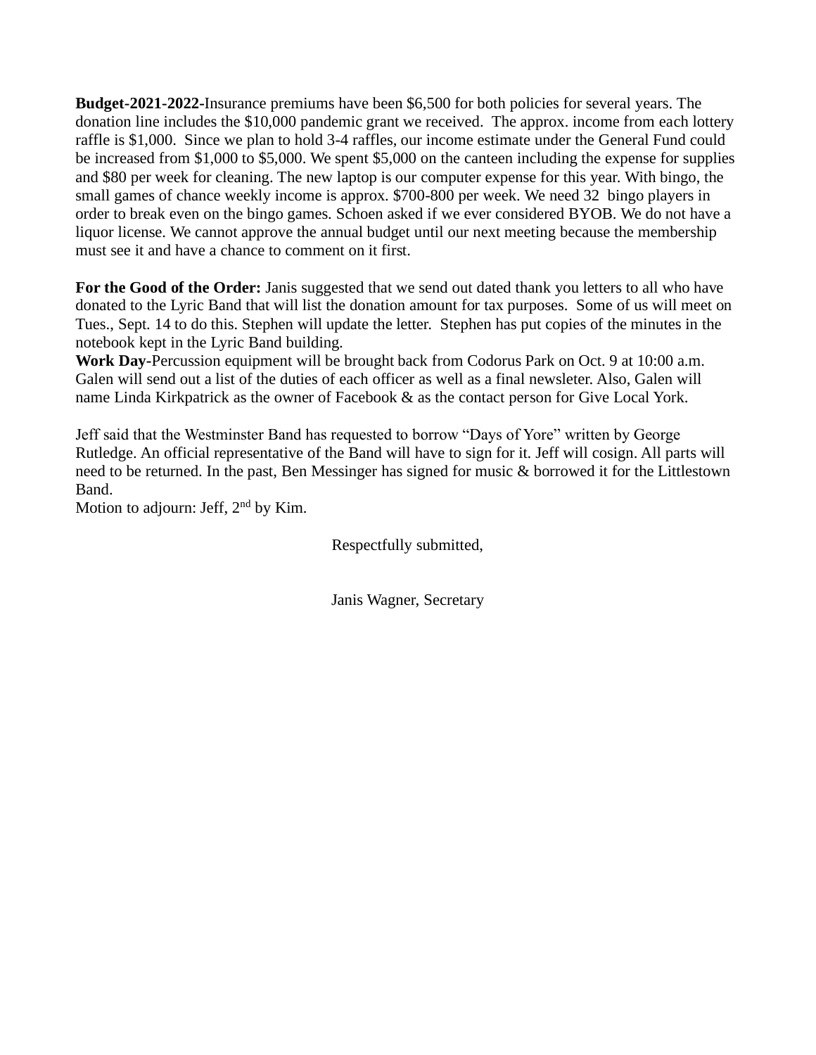**Budget-2021-2022-**Insurance premiums have been $6,500 for both policies for several years. The donation line includes the $10,000 pandemic grant we received. The approx. income from each lottery raffle is $1,000. Since we plan to hold 3-4 raffles, our income estimate under the General Fund could be increased from $1,000 to $5,000. We spent $5,000 on the canteen including the expense for supplies and $80 per week for cleaning. The new laptop is our computer expense for this year. With bingo, the small games of chance weekly income is approx. $700-800 per week. We need 32 bingo players in order to break even on the bingo games. Schoen asked if we ever considered BYOB. We do not have a liquor license. We cannot approve the annual budget until our next meeting because the membership must see it and have a chance to comment on it first.

**For the Good of the Order:** Janis suggested that we send out dated thank you letters to all who have donated to the Lyric Band that will list the donation amount for tax purposes. Some of us will meet on Tues., Sept. 14 to do this. Stephen will update the letter. Stephen has put copies of the minutes in the notebook kept in the Lyric Band building.

**Work Day-**Percussion equipment will be brought back from Codorus Park on Oct. 9 at 10:00 a.m. Galen will send out a list of the duties of each officer as well as a final newsleter. Also, Galen will name Linda Kirkpatrick as the owner of Facebook & as the contact person for Give Local York.

Jeff said that the Westminster Band has requested to borrow "Days of Yore" written by George Rutledge. An official representative of the Band will have to sign for it. Jeff will cosign. All parts will need to be returned. In the past, Ben Messinger has signed for music & borrowed it for the Littlestown Band.

Motion to adjourn: Jeff, 2nd by Kim.

Respectfully submitted,

Janis Wagner, Secretary